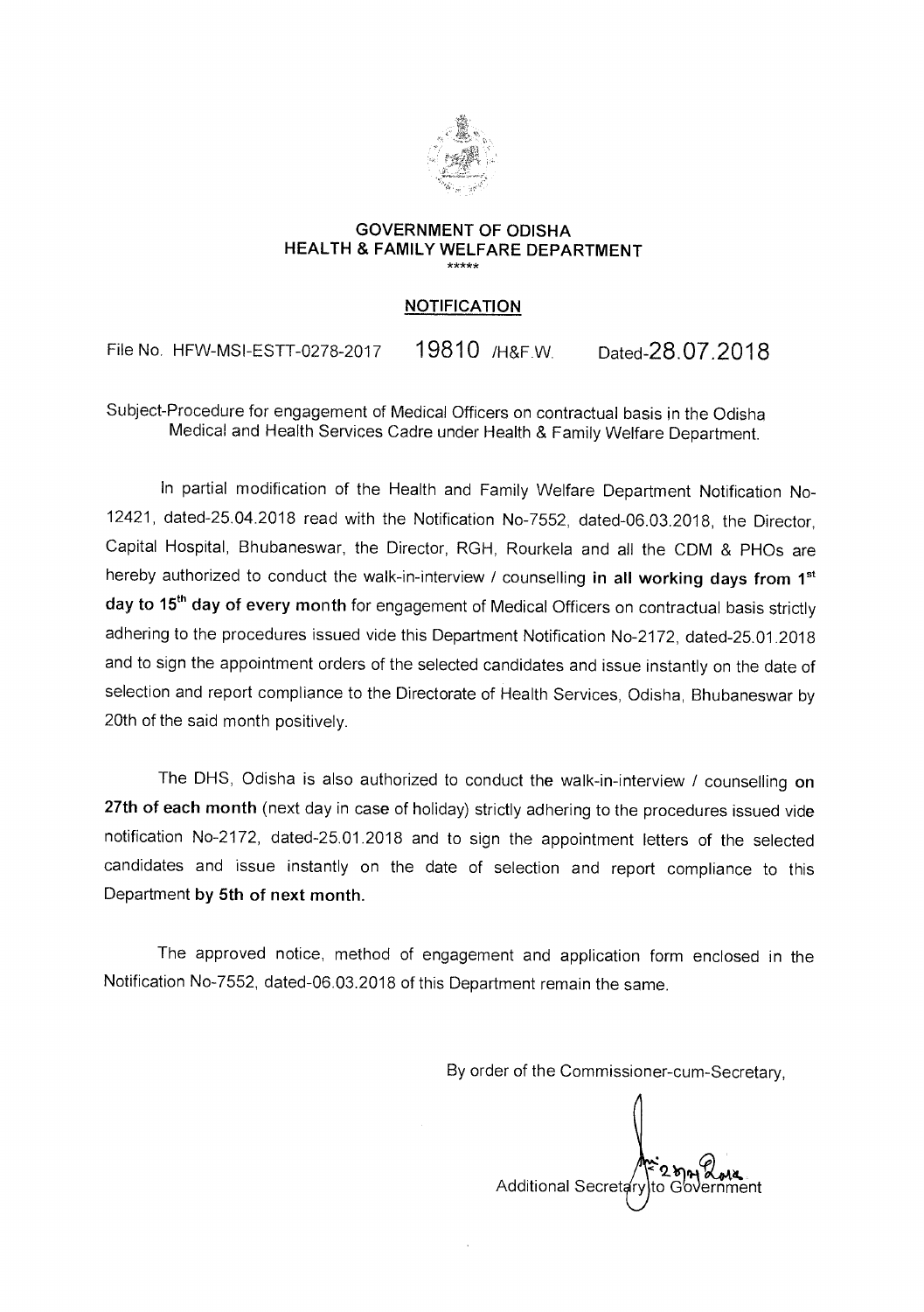**GOVERNMENT OF ODISHA**
**HEALTH & FAMILY WELFARE DEPARTMENT**

\*\*\*\*\*

**NOTIFICATION**

File No. HFW-MSI-ESTT-0278-2017 19810 /H&F.W. Dated-28.07.2018

Subject-Procedure for engagement of Medical Officers on contractual basis in the Odisha Medical and Health Services Cadre under Health & Family Welfare Department.

In partial modification of the Health and Family Welfare Department Notification No-12421, dated-25.04.2018 read with the Notification No-7552, dated-06.03.2018, the Director, Capital Hospital, Bhubaneswar, the Director, RGH, Rourkela and all the CDM & PHOs are hereby authorized to conduct the walk-in-interview / counselling **in all working days from 1st day to 15th day of every month** for engagement of Medical Officers on contractual basis strictly adhering to the procedures issued vide this Department Notification No-2172, dated-25.01.2018 and to sign the appointment orders of the selected candidates and issue instantly on the date of selection and report compliance to the Directorate of Health Services, Odisha, Bhubaneswar by 20th of the said month positively.

The DHS, Odisha is also authorized to conduct the walk-in-interview / counselling **on 27th of each month** (next day in case of holiday) strictly adhering to the procedures issued vide notification No-2172, dated-25.01.2018 and to sign the appointment letters of the selected candidates and issue instantly on the date of selection and report compliance to this Department **by 5th of next month.**

The approved notice, method of engagement and application form enclosed in the Notification No-7552, dated-06.03.2018 of this Department remain the same.

By order of the Commissioner-cum-Secretary,

Additional Secretary to Government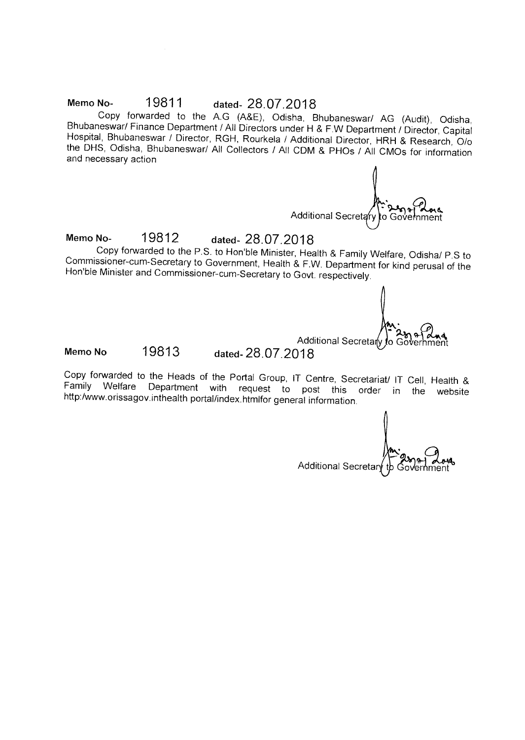**Memo No-** 19811 **dated-** 28.07.2018

Copy forwarded to the A.G (A&E), Odisha, Bhubaneswar/ AG (Audit), Odisha, Bhubaneswar/ Finance Department / All Directors under H & F.W Department / Director, Capital Hospital, Bhubaneswar / Director, RGH, Rourkela / Additional Director, HRH & Research, O/o the DHS, Odisha, Bhubaneswar/ All Collectors / All CDM & PHOs / All CMOs for information and necessary action

Additional Secretary to Government

**Memo No-** 19812 **dated-** 28.07.2018

Copy forwarded to the P.S. to Hon'ble Minister, Health & Family Welfare, Odisha/ P.S to Commissioner-cum-Secretary to Government, Health & F.W. Department for kind perusal of the Hon'ble Minister and Commissioner-cum-Secretary to Govt. respectively.

Additional Secretary to Government

**Memo No** 19813 **dated-** 28.07.2018

Copy forwarded to the Heads of the Portal Group, IT Centre, Secretariat/ IT Cell, Health & Family Welfare Department with request to post this order in the website http:/www.orissagov.inthealth portal/index.htmlfor general information.

Additional Secretary to Government